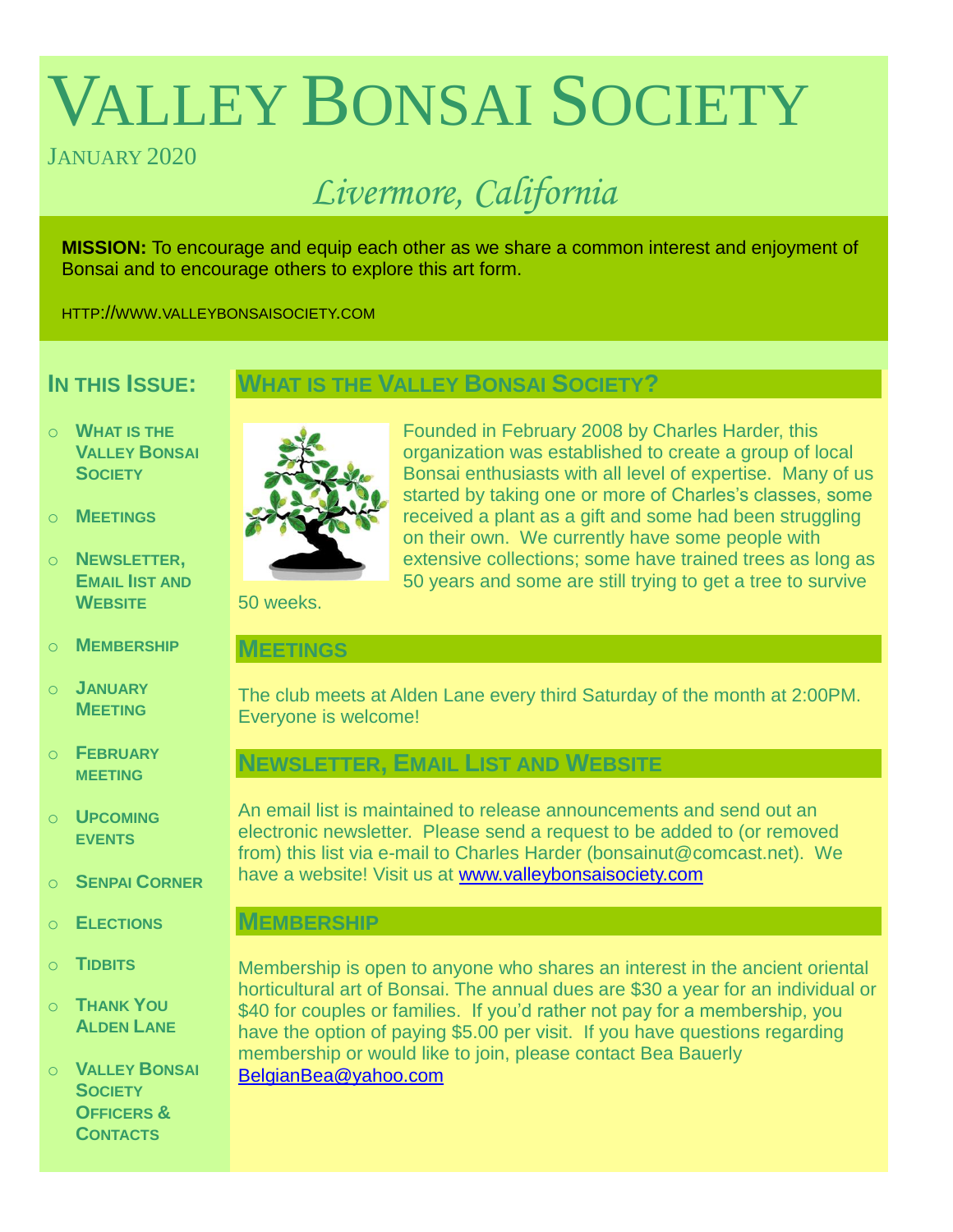# VALLEY BONSAI SOCIETY

JANUARY 2020

*Livermore, California*

**MISSION:** To encourage and equip each other as we share a common interest and enjoyment of Bonsai and to encourage others to explore this art form.

HTTP://WWW.VALLEYBONSAISOCIETY.COM

## IN THIS ISSUE:

- WHAT IS THE VALLEY BONSAI SOCIETY
- MEETINGS
- NEWSLETTER, EMAIL IIST AND WEBSITE
- MEMBERSHIP
- JANUARY MEETING
- FEBRUARY MEETING
- UPCOMING EVENTS
- SENPAI CORNER
- ELECTIONS
- TIDBITS
- THANK YOU ALDEN LANE
- VALLEY BONSAI SOCIETY OFFICERS & CONTACTS

## WHAT IS THE VALLEY BONSAI SOCIETY?

Founded in February 2008 by Charles Harder, this organization was established to create a group of local Bonsai enthusiasts with all level of expertise. Many of us started by taking one or more of Charles's classes, some received a plant as a gift and some had been struggling on their own. We currently have some people with extensive collections; some have trained trees as long as 50 years and some are still trying to get a tree to survive 50 weeks.

## MEETINGS

The club meets at Alden Lane every third Saturday of the month at 2:00PM. Everyone is welcome!

## NEWSLETTER, EMAIL LIST AND WEBSITE

An email list is maintained to release announcements and send out an electronic newsletter. Please send a request to be added to (or removed from) this list via e-mail to Charles Harder (bonsainut@comcast.net). We have a website! Visit us at [www.valleybonsaisociety.com](http://www.valleybonsaisociety.com)

## MEMBERSHIP

Membership is open to anyone who shares an interest in the ancient oriental horticultural art of Bonsai. The annual dues are $30 a year for an individual or $40 for couples or families. If you'd rather not pay for a membership, you have the option of paying $5.00 per visit. If you have questions regarding membership or would like to join, please contact Bea Bauerly [BelgianBea@yahoo.com](mailto:BelgianBea@yahoo.com)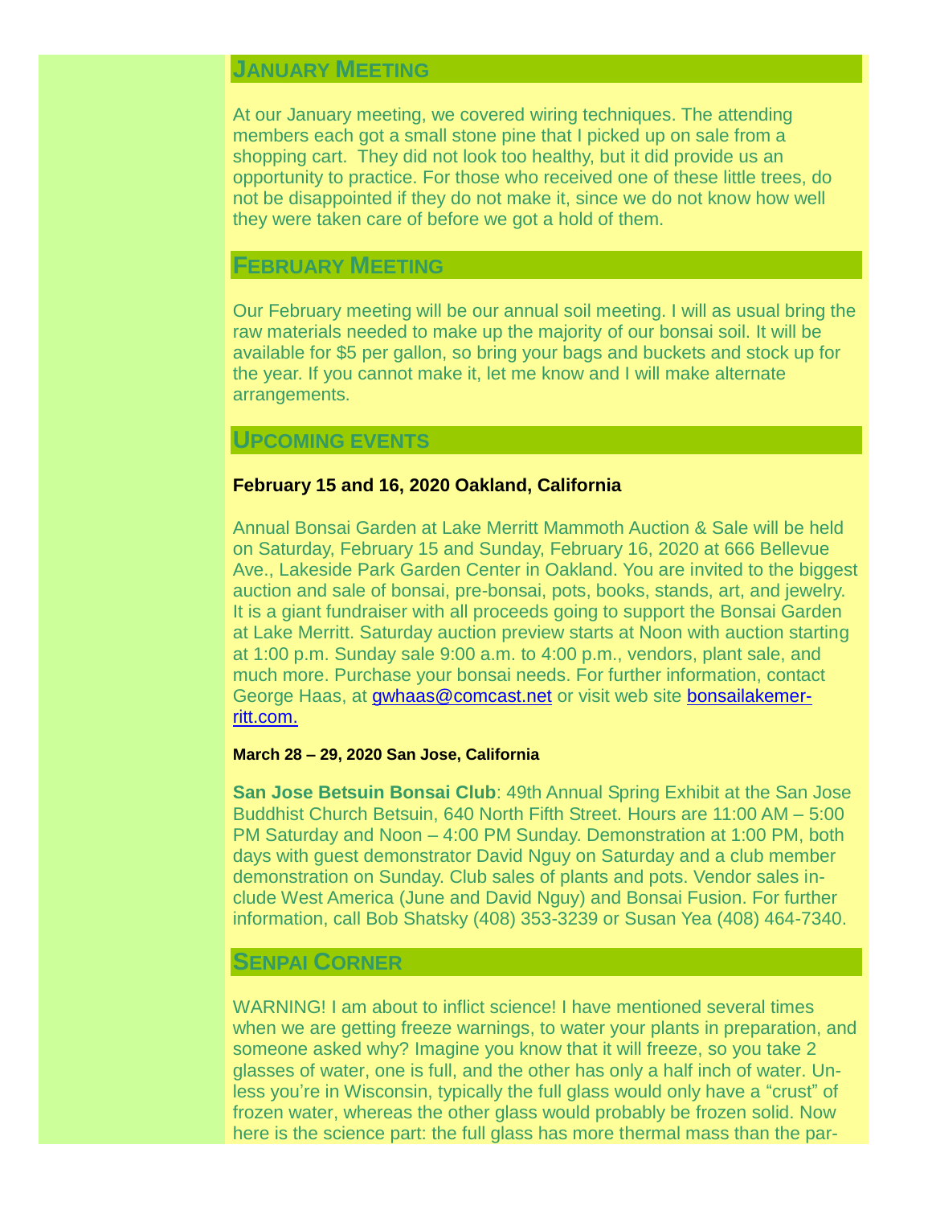## January Meeting

At our January meeting, we covered wiring techniques. The attending members each got a small stone pine that I picked up on sale from a shopping cart. They did not look too healthy, but it did provide us an opportunity to practice. For those who received one of these little trees, do not be disappointed if they do not make it, since we do not know how well they were taken care of before we got a hold of them.

## February Meeting

Our February meeting will be our annual soil meeting. I will as usual bring the raw materials needed to make up the majority of our bonsai soil. It will be available for $5 per gallon, so bring your bags and buckets and stock up for the year. If you cannot make it, let me know and I will make alternate arrangements.

## Upcoming events

**February 15 and 16, 2020 Oakland, California**

Annual Bonsai Garden at Lake Merritt Mammoth Auction & Sale will be held on Saturday, February 15 and Sunday, February 16, 2020 at 666 Bellevue Ave., Lakeside Park Garden Center in Oakland. You are invited to the biggest auction and sale of bonsai, pre-bonsai, pots, books, stands, art, and jewelry. It is a giant fundraiser with all proceeds going to support the Bonsai Garden at Lake Merritt. Saturday auction preview starts at Noon with auction starting at 1:00 p.m. Sunday sale 9:00 a.m. to 4:00 p.m., vendors, plant sale, and much more. Purchase your bonsai needs. For further information, contact George Haas, at gwhaas@comcast.net or visit web site bonsailakemerritt.com.

**March 28 – 29, 2020 San Jose, California**

**San Jose Betsuin Bonsai Club**: 49th Annual Spring Exhibit at the San Jose Buddhist Church Betsuin, 640 North Fifth Street. Hours are 11:00 AM – 5:00 PM Saturday and Noon – 4:00 PM Sunday. Demonstration at 1:00 PM, both days with guest demonstrator David Nguy on Saturday and a club member demonstration on Sunday. Club sales of plants and pots. Vendor sales include West America (June and David Nguy) and Bonsai Fusion. For further information, call Bob Shatsky (408) 353-3239 or Susan Yea (408) 464-7340.

## Senpai Corner

WARNING! I am about to inflict science! I have mentioned several times when we are getting freeze warnings, to water your plants in preparation, and someone asked why? Imagine you know that it will freeze, so you take 2 glasses of water, one is full, and the other has only a half inch of water. Unless you're in Wisconsin, typically the full glass would only have a "crust" of frozen water, whereas the other glass would probably be frozen solid. Now here is the science part: the full glass has more thermal mass than the par-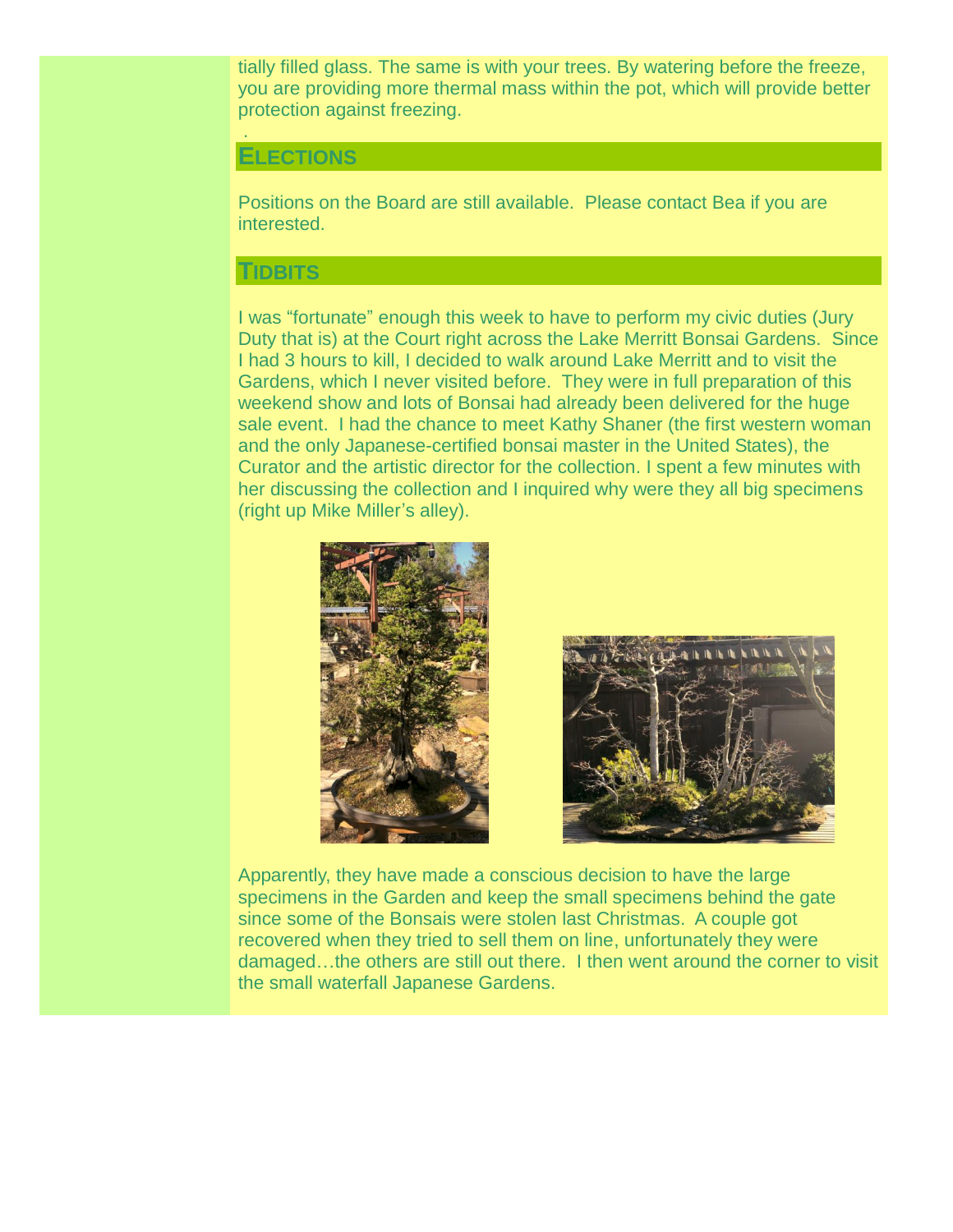tially filled glass. The same is with your trees. By watering before the freeze, you are providing more thermal mass within the pot, which will provide better protection against freezing.

## ELECTIONS

Positions on the Board are still available. Please contact Bea if you are interested.

## TIDBITS

I was "fortunate" enough this week to have to perform my civic duties (Jury Duty that is) at the Court right across the Lake Merritt Bonsai Gardens. Since I had 3 hours to kill, I decided to walk around Lake Merritt and to visit the Gardens, which I never visited before. They were in full preparation of this weekend show and lots of Bonsai had already been delivered for the huge sale event. I had the chance to meet Kathy Shaner (the first western woman and the only Japanese-certified bonsai master in the United States), the Curator and the artistic director for the collection. I spent a few minutes with her discussing the collection and I inquired why were they all big specimens (right up Mike Miller's alley).

Apparently, they have made a conscious decision to have the large specimens in the Garden and keep the small specimens behind the gate since some of the Bonsais were stolen last Christmas. A couple got recovered when they tried to sell them on line, unfortunately they were damaged…the others are still out there. I then went around the corner to visit the small waterfall Japanese Gardens.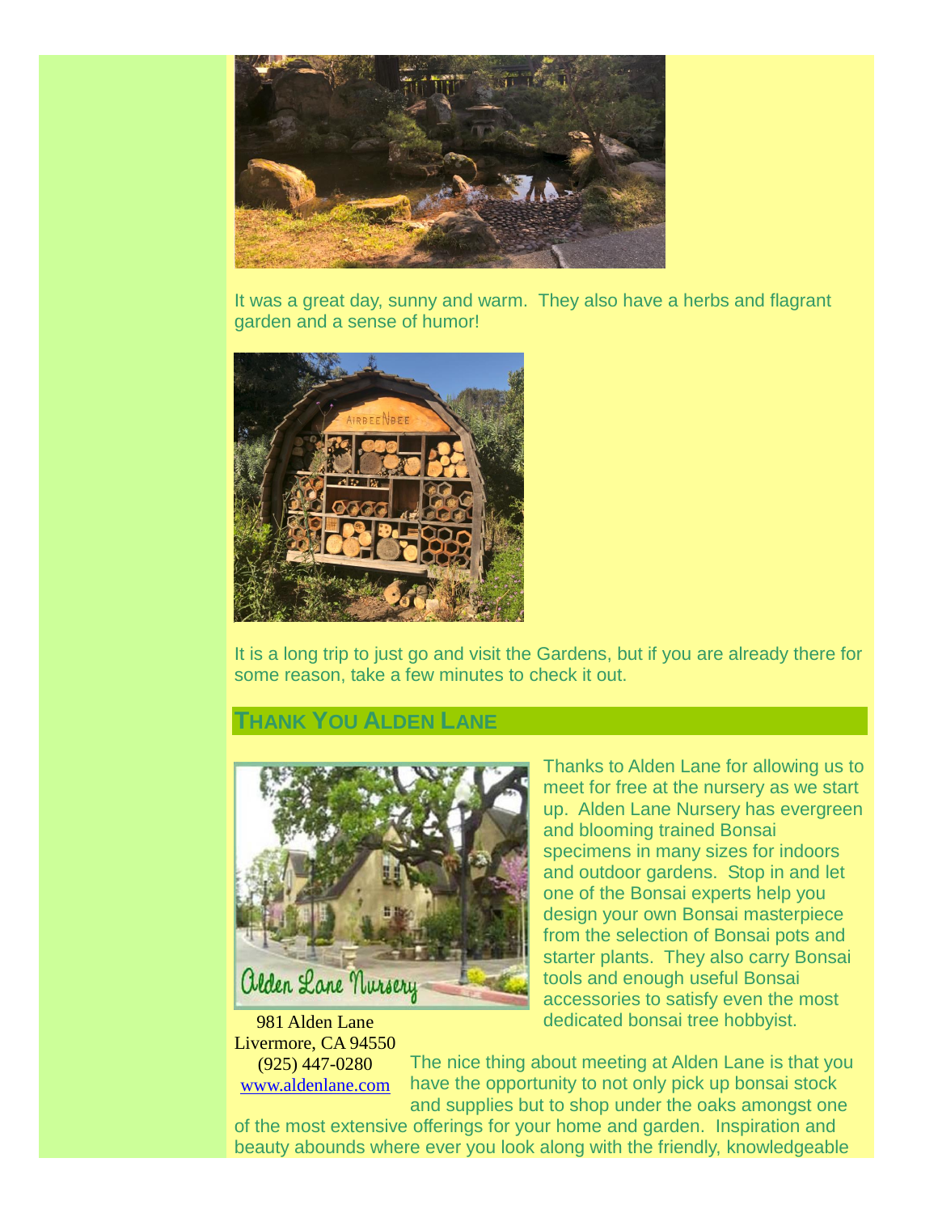It was a great day, sunny and warm. They also have a herbs and flagrant garden and a sense of humor!

It is a long trip to just go and visit the Gardens, but if you are already there for some reason, take a few minutes to check it out.

## THANK YOU ALDEN LANE

Thanks to Alden Lane for allowing us to meet for free at the nursery as we start up. Alden Lane Nursery has evergreen and blooming trained Bonsai specimens in many sizes for indoors and outdoor gardens. Stop in and let one of the Bonsai experts help you design your own Bonsai masterpiece from the selection of Bonsai pots and starter plants. They also carry Bonsai tools and enough useful Bonsai accessories to satisfy even the most dedicated bonsai tree hobbyist.

981 Alden Lane
Livermore, CA 94550
(925) 447-0280
[www.aldenlane.com](http://www.aldenlane.com)

The nice thing about meeting at Alden Lane is that you have the opportunity to not only pick up bonsai stock and supplies but to shop under the oaks amongst one of the most extensive offerings for your home and garden. Inspiration and beauty abounds where ever you look along with the friendly, knowledgeable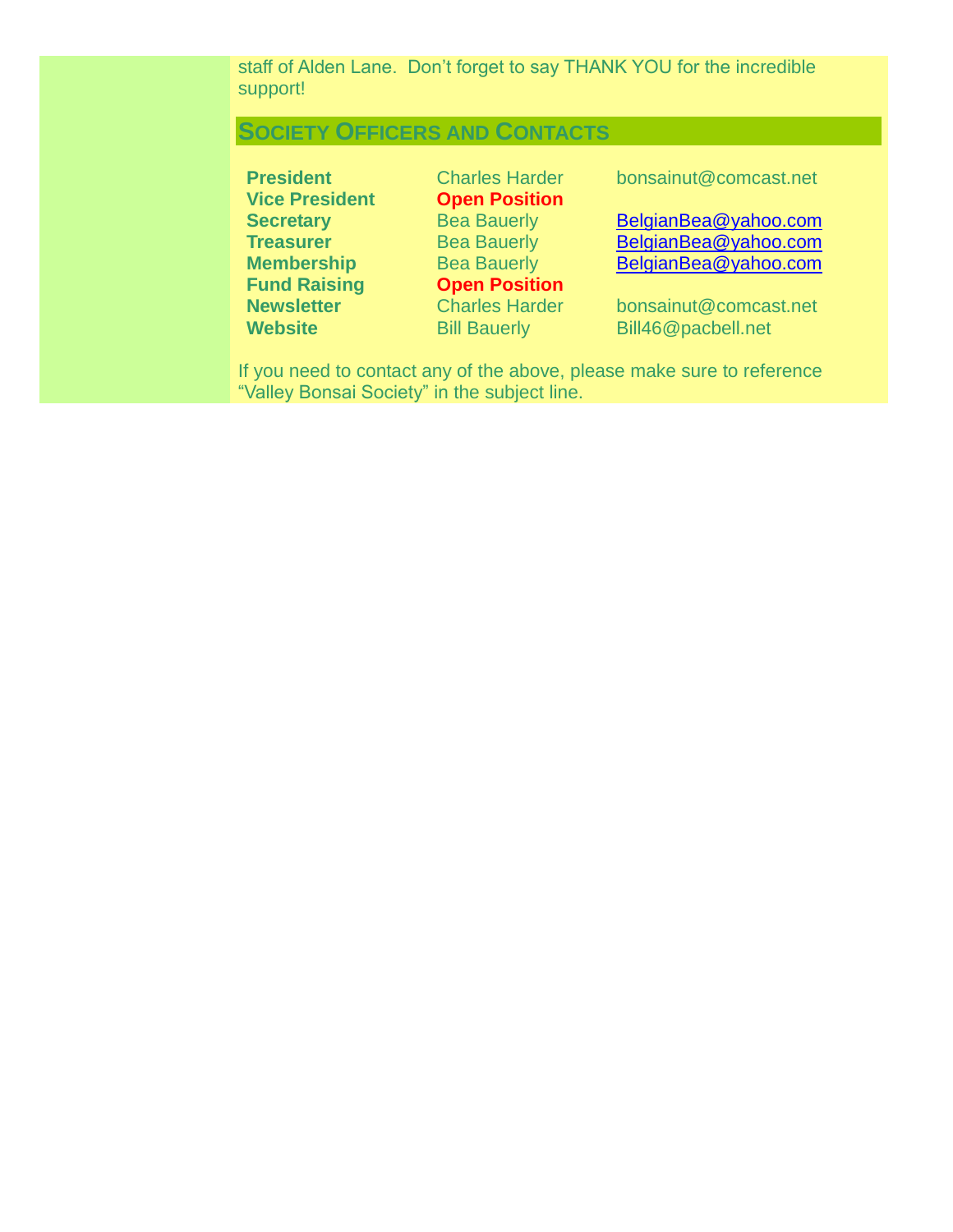staff of Alden Lane. Don't forget to say THANK YOU for the incredible support!

## SOCIETY OFFICERS AND CONTACTS

| | | |
|---|---|---|
| **President** | Charles Harder | bonsainut@comcast.net |
| **Vice President** | **Open Position** | |
| **Secretary** | Bea Bauerly | BelgianBea@yahoo.com |
| **Treasurer** | Bea Bauerly | BelgianBea@yahoo.com |
| **Membership** | Bea Bauerly | BelgianBea@yahoo.com |
| **Fund Raising** | **Open Position** | |
| **Newsletter** | Charles Harder | bonsainut@comcast.net |
| **Website** | Bill Bauerly | Bill46@pacbell.net |

If you need to contact any of the above, please make sure to reference "Valley Bonsai Society" in the subject line.